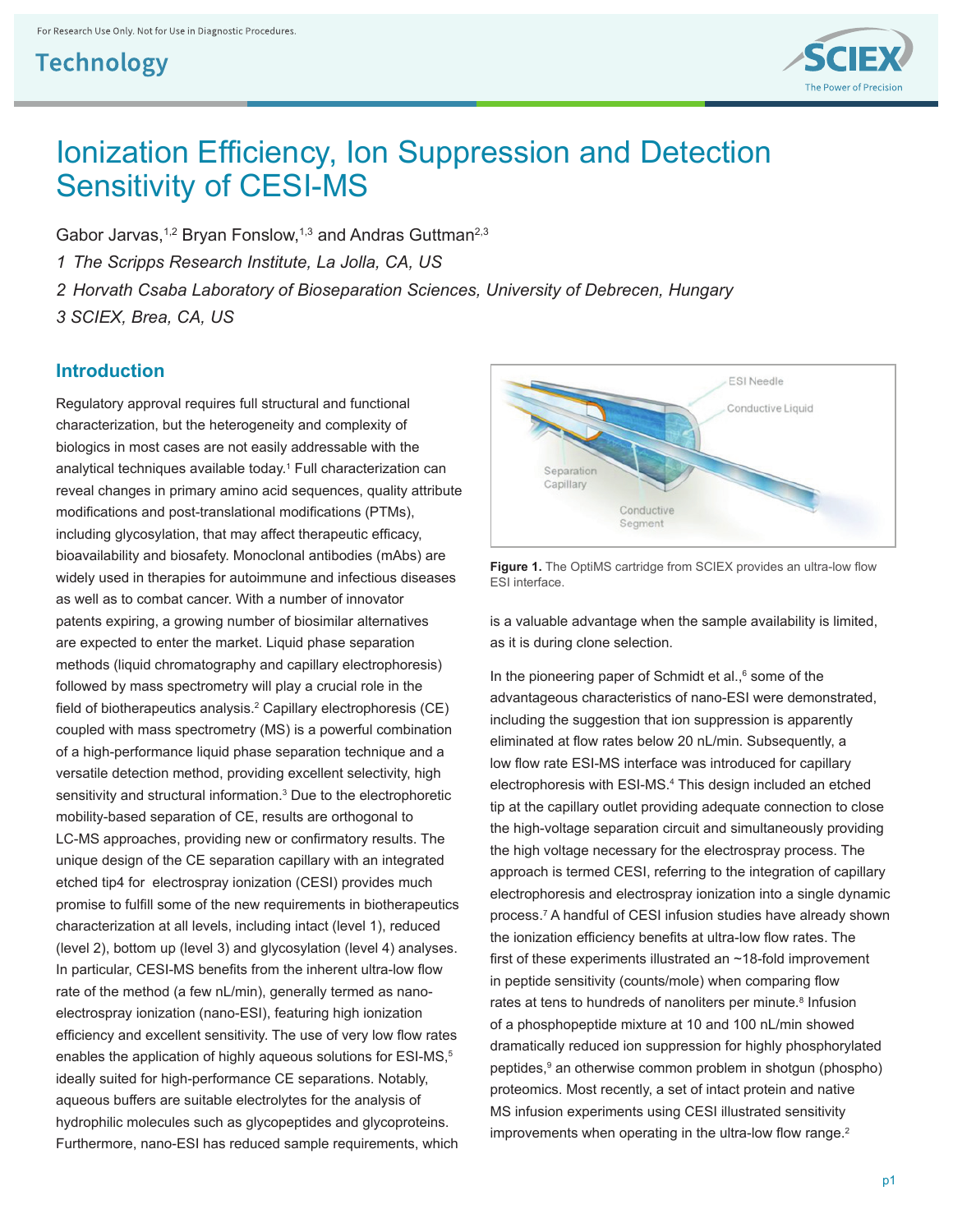For Research Use Only. Not for Use in Diagnostic Procedures.

Technology

# Ionization Efficiency, Ion Suppression and Detection Sensitivity of CESI-MS

Gabor Jarvas,[1,2] Bryan Fonslow,[1,3] and Andras Guttman[2,3]

*1 The Scripps Research Institute, La Jolla, CA, US*

*2 Horvath Csaba Laboratory of Bioseparation Sciences, University of Debrecen, Hungary*

*3 SCIEX, Brea, CA, US*

## Introduction

Regulatory approval requires full structural and functional characterization, but the heterogeneity and complexity of biologics in most cases are not easily addressable with the analytical techniques available today.[1] Full characterization can reveal changes in primary amino acid sequences, quality attribute modifications and post-translational modifications (PTMs), including glycosylation, that may affect therapeutic efficacy, bioavailability and biosafety. Monoclonal antibodies (mAbs) are widely used in therapies for autoimmune and infectious diseases as well as to combat cancer. With a number of innovator patents expiring, a growing number of biosimilar alternatives are expected to enter the market. Liquid phase separation methods (liquid chromatography and capillary electrophoresis) followed by mass spectrometry will play a crucial role in the field of biotherapeutics analysis.[2] Capillary electrophoresis (CE) coupled with mass spectrometry (MS) is a powerful combination of a high-performance liquid phase separation technique and a versatile detection method, providing excellent selectivity, high sensitivity and structural information.[3] Due to the electrophoretic mobility-based separation of CE, results are orthogonal to LC-MS approaches, providing new or confirmatory results. The unique design of the CE separation capillary with an integrated etched tip4 for electrospray ionization (CESI) provides much promise to fulfill some of the new requirements in biotherapeutics characterization at all levels, including intact (level 1), reduced (level 2), bottom up (level 3) and glycosylation (level 4) analyses. In particular, CESI-MS benefits from the inherent ultra-low flow rate of the method (a few nL/min), generally termed as nano-electrospray ionization (nano-ESI), featuring high ionization efficiency and excellent sensitivity. The use of very low flow rates enables the application of highly aqueous solutions for ESI-MS,[5] ideally suited for high-performance CE separations. Notably, aqueous buffers are suitable electrolytes for the analysis of hydrophilic molecules such as glycopeptides and glycoproteins. Furthermore, nano-ESI has reduced sample requirements, which is a valuable advantage when the sample availability is limited, as it is during clone selection.

**Figure 1.** The OptiMS cartridge from SCIEX provides an ultra-low flow ESI interface.

In the pioneering paper of Schmidt et al.,[6] some of the advantageous characteristics of nano-ESI were demonstrated, including the suggestion that ion suppression is apparently eliminated at flow rates below 20 nL/min. Subsequently, a low flow rate ESI-MS interface was introduced for capillary electrophoresis with ESI-MS.[4] This design included an etched tip at the capillary outlet providing adequate connection to close the high-voltage separation circuit and simultaneously providing the high voltage necessary for the electrospray process. The approach is termed CESI, referring to the integration of capillary electrophoresis and electrospray ionization into a single dynamic process.[7] A handful of CESI infusion studies have already shown the ionization efficiency benefits at ultra-low flow rates. The first of these experiments illustrated an ~18-fold improvement in peptide sensitivity (counts/mole) when comparing flow rates at tens to hundreds of nanoliters per minute.[8] Infusion of a phosphopeptide mixture at 10 and 100 nL/min showed dramatically reduced ion suppression for highly phosphorylated peptides,[9] an otherwise common problem in shotgun (phospho) proteomics. Most recently, a set of intact protein and native MS infusion experiments using CESI illustrated sensitivity improvements when operating in the ultra-low flow range.[2]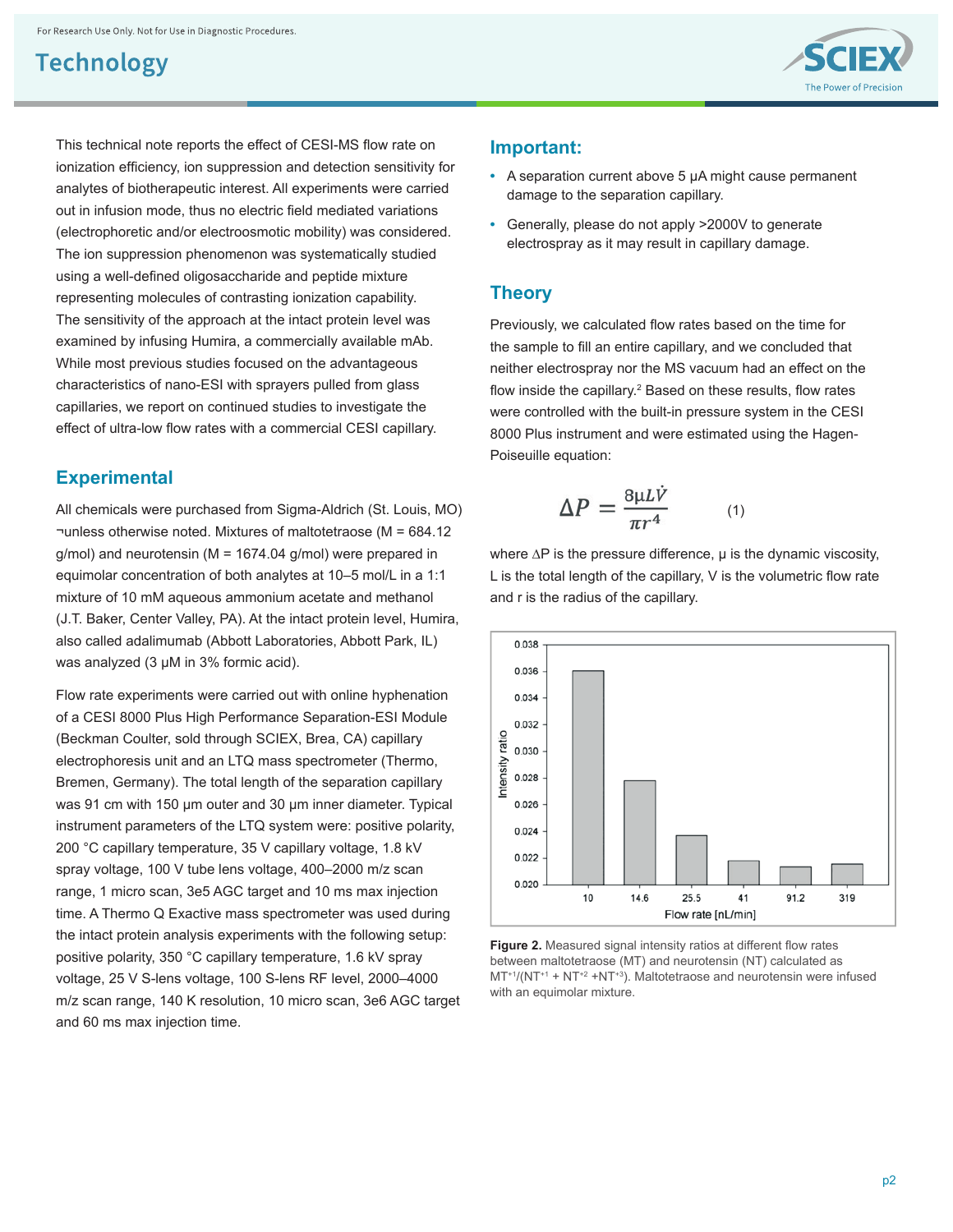This technical note reports the effect of CESI-MS flow rate on ionization efficiency, ion suppression and detection sensitivity for analytes of biotherapeutic interest. All experiments were carried out in infusion mode, thus no electric field mediated variations (electrophoretic and/or electroosmotic mobility) was considered. The ion suppression phenomenon was systematically studied using a well-defined oligosaccharide and peptide mixture representing molecules of contrasting ionization capability. The sensitivity of the approach at the intact protein level was examined by infusing Humira, a commercially available mAb. While most previous studies focused on the advantageous characteristics of nano-ESI with sprayers pulled from glass capillaries, we report on continued studies to investigate the effect of ultra-low flow rates with a commercial CESI capillary.

## Experimental

All chemicals were purchased from Sigma-Aldrich (St. Louis, MO) ¬unless otherwise noted. Mixtures of maltotetraose (M = 684.12 g/mol) and neurotensin (M = 1674.04 g/mol) were prepared in equimolar concentration of both analytes at 10–5 mol/L in a 1:1 mixture of 10 mM aqueous ammonium acetate and methanol (J.T. Baker, Center Valley, PA). At the intact protein level, Humira, also called adalimumab (Abbott Laboratories, Abbott Park, IL) was analyzed (3 µM in 3% formic acid).

Flow rate experiments were carried out with online hyphenation of a CESI 8000 Plus High Performance Separation-ESI Module (Beckman Coulter, sold through SCIEX, Brea, CA) capillary electrophoresis unit and an LTQ mass spectrometer (Thermo, Bremen, Germany). The total length of the separation capillary was 91 cm with 150 µm outer and 30 µm inner diameter. Typical instrument parameters of the LTQ system were: positive polarity, 200 °C capillary temperature, 35 V capillary voltage, 1.8 kV spray voltage, 100 V tube lens voltage, 400–2000 m/z scan range, 1 micro scan, 3e5 AGC target and 10 ms max injection time. A Thermo Q Exactive mass spectrometer was used during the intact protein analysis experiments with the following setup: positive polarity, 350 °C capillary temperature, 1.6 kV spray voltage, 25 V S-lens voltage, 100 S-lens RF level, 2000–4000 m/z scan range, 140 K resolution, 10 micro scan, 3e6 AGC target and 60 ms max injection time.

## Important:

- A separation current above 5 µA might cause permanent damage to the separation capillary.
- Generally, please do not apply >2000V to generate electrospray as it may result in capillary damage.

## Theory

Previously, we calculated flow rates based on the time for the sample to fill an entire capillary, and we concluded that neither electrospray nor the MS vacuum had an effect on the flow inside the capillary.[2] Based on these results, flow rates were controlled with the built-in pressure system in the CESI 8000 Plus instrument and were estimated using the Hagen-Poiseuille equation:

$$\Delta P = \frac{8\mu L\dot{V}}{\pi r^4} \qquad (1)$$

where ∆P is the pressure difference, µ is the dynamic viscosity, L is the total length of the capillary, V is the volumetric flow rate and r is the radius of the capillary.

**Figure 2.** Measured signal intensity ratios at different flow rates between maltotetraose (MT) and neurotensin (NT) calculated as $MT^{+1}/(NT^{+1} + NT^{+2} + NT^{+3})$. Maltotetraose and neurotensin were infused with an equimolar mixture.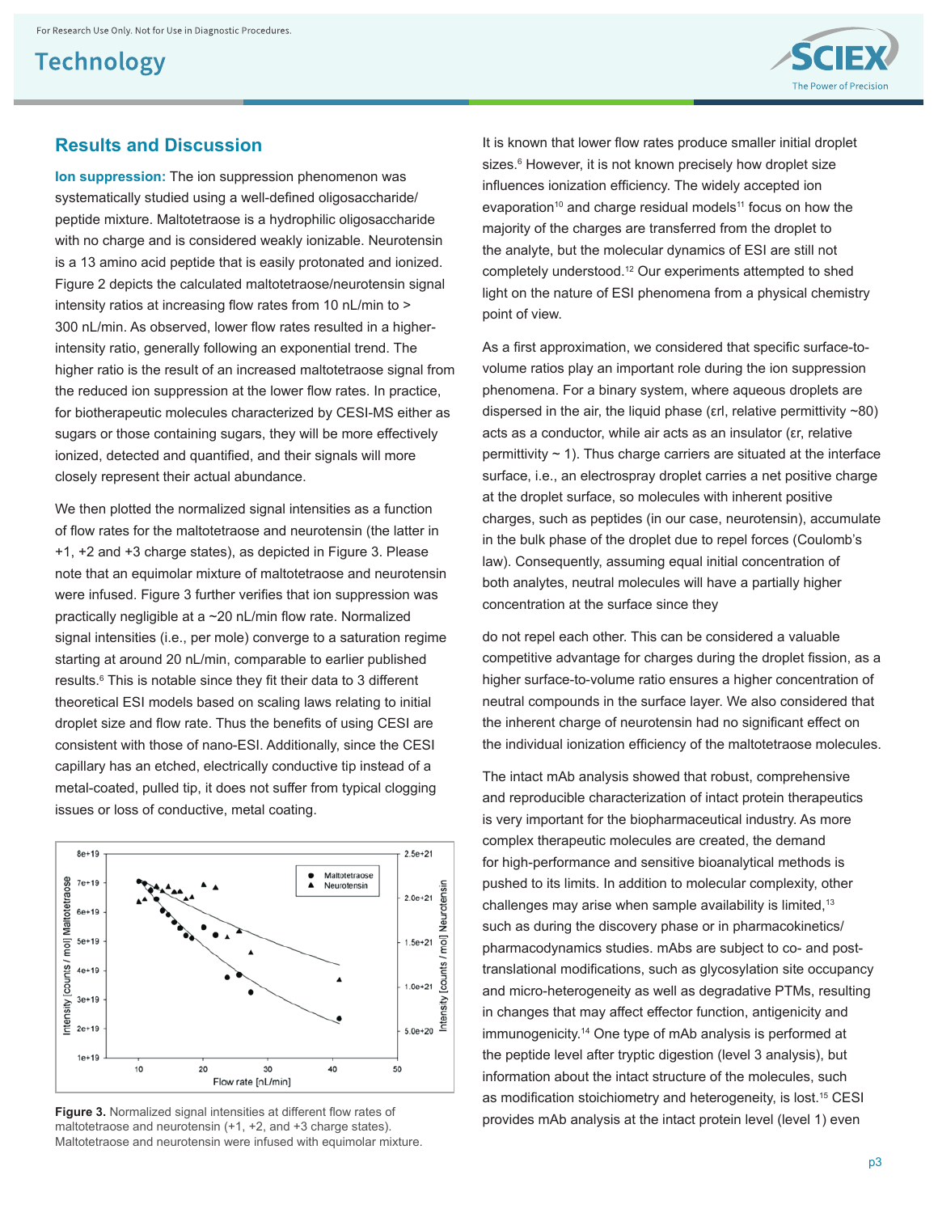## Results and Discussion

**Ion suppression:** The ion suppression phenomenon was systematically studied using a well-defined oligosaccharide/peptide mixture. Maltotetraose is a hydrophilic oligosaccharide with no charge and is considered weakly ionizable. Neurotensin is a 13 amino acid peptide that is easily protonated and ionized. Figure 2 depicts the calculated maltotetraose/neurotensin signal intensity ratios at increasing flow rates from 10 nL/min to > 300 nL/min. As observed, lower flow rates resulted in a higher-intensity ratio, generally following an exponential trend. The higher ratio is the result of an increased maltotetraose signal from the reduced ion suppression at the lower flow rates. In practice, for biotherapeutic molecules characterized by CESI-MS either as sugars or those containing sugars, they will be more effectively ionized, detected and quantified, and their signals will more closely represent their actual abundance.

We then plotted the normalized signal intensities as a function of flow rates for the maltotetraose and neurotensin (the latter in +1, +2 and +3 charge states), as depicted in Figure 3. Please note that an equimolar mixture of maltotetraose and neurotensin were infused. Figure 3 further verifies that ion suppression was practically negligible at a ~20 nL/min flow rate. Normalized signal intensities (i.e., per mole) converge to a saturation regime starting at around 20 nL/min, comparable to earlier published results.[6] This is notable since they fit their data to 3 different theoretical ESI models based on scaling laws relating to initial droplet size and flow rate. Thus the benefits of using CESI are consistent with those of nano-ESI. Additionally, since the CESI capillary has an etched, electrically conductive tip instead of a metal-coated, pulled tip, it does not suffer from typical clogging issues or loss of conductive, metal coating.

**Figure 3.** Normalized signal intensities at different flow rates of maltotetraose and neurotensin (+1, +2, and +3 charge states). Maltotetraose and neurotensin were infused with equimolar mixture.

It is known that lower flow rates produce smaller initial droplet sizes.[6] However, it is not known precisely how droplet size influences ionization efficiency. The widely accepted ion evaporation[10] and charge residual models[11] focus on how the majority of the charges are transferred from the droplet to the analyte, but the molecular dynamics of ESI are still not completely understood.[12] Our experiments attempted to shed light on the nature of ESI phenomena from a physical chemistry point of view.

As a first approximation, we considered that specific surface-to-volume ratios play an important role during the ion suppression phenomena. For a binary system, where aqueous droplets are dispersed in the air, the liquid phase (εrl, relative permittivity ~80) acts as a conductor, while air acts as an insulator (εr, relative permittivity ~ 1). Thus charge carriers are situated at the interface surface, i.e., an electrospray droplet carries a net positive charge at the droplet surface, so molecules with inherent positive charges, such as peptides (in our case, neurotensin), accumulate in the bulk phase of the droplet due to repel forces (Coulomb's law). Consequently, assuming equal initial concentration of both analytes, neutral molecules will have a partially higher concentration at the surface since they do not repel each other. This can be considered a valuable competitive advantage for charges during the droplet fission, as a higher surface-to-volume ratio ensures a higher concentration of neutral compounds in the surface layer. We also considered that the inherent charge of neurotensin had no significant effect on the individual ionization efficiency of the maltotetraose molecules.

The intact mAb analysis showed that robust, comprehensive and reproducible characterization of intact protein therapeutics is very important for the biopharmaceutical industry. As more complex therapeutic molecules are created, the demand for high-performance and sensitive bioanalytical methods is pushed to its limits. In addition to molecular complexity, other challenges may arise when sample availability is limited,[13] such as during the discovery phase or in pharmacokinetics/pharmacodynamics studies. mAbs are subject to co- and post-translational modifications, such as glycosylation site occupancy and micro-heterogeneity as well as degradative PTMs, resulting in changes that may affect effector function, antigenicity and immunogenicity.[14] One type of mAb analysis is performed at the peptide level after tryptic digestion (level 3 analysis), but information about the intact structure of the molecules, such as modification stoichiometry and heterogeneity, is lost.[15] CESI provides mAb analysis at the intact protein level (level 1) even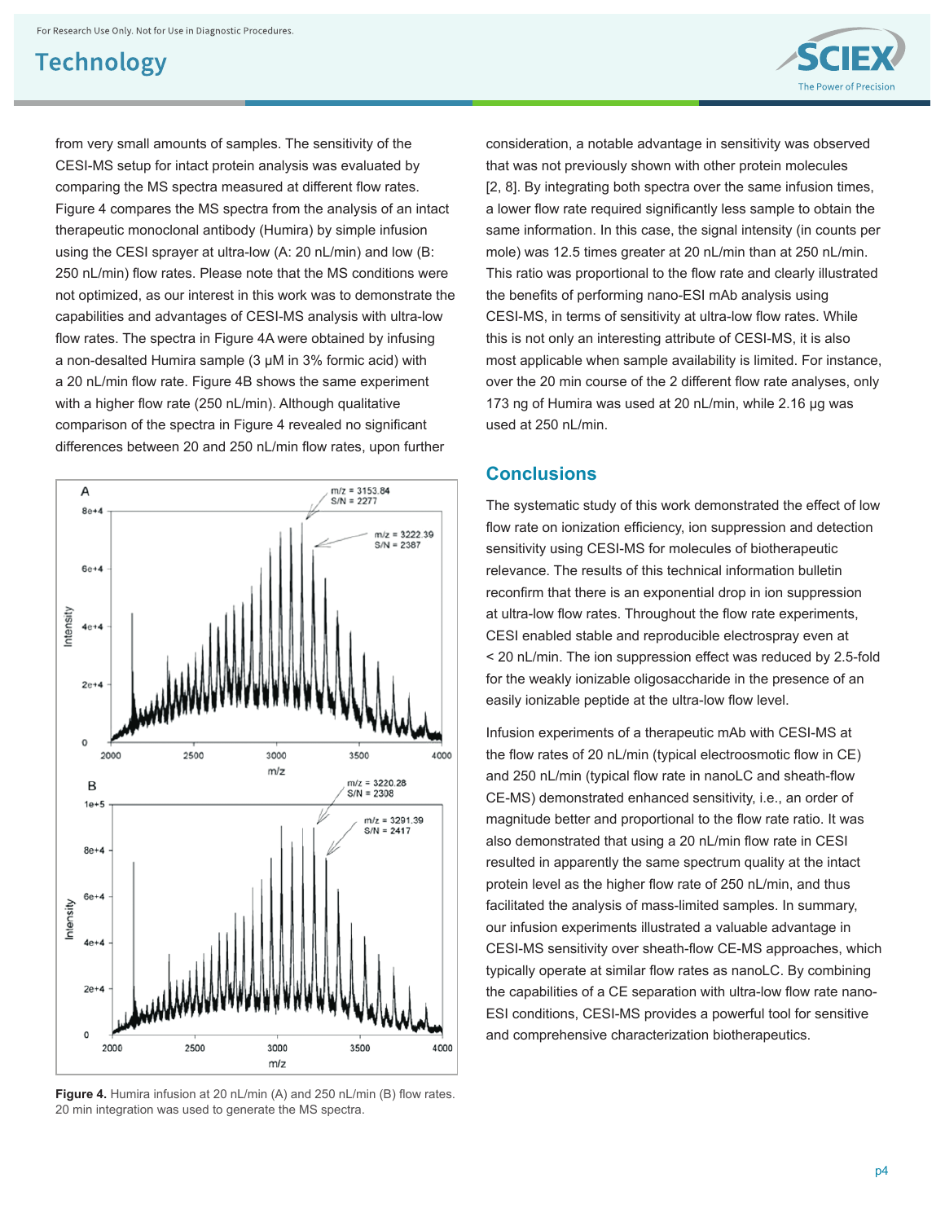from very small amounts of samples. The sensitivity of the CESI-MS setup for intact protein analysis was evaluated by comparing the MS spectra measured at different flow rates. Figure 4 compares the MS spectra from the analysis of an intact therapeutic monoclonal antibody (Humira) by simple infusion using the CESI sprayer at ultra-low (A: 20 nL/min) and low (B: 250 nL/min) flow rates. Please note that the MS conditions were not optimized, as our interest in this work was to demonstrate the capabilities and advantages of CESI-MS analysis with ultra-low flow rates. The spectra in Figure 4A were obtained by infusing a non-desalted Humira sample (3 µM in 3% formic acid) with a 20 nL/min flow rate. Figure 4B shows the same experiment with a higher flow rate (250 nL/min). Although qualitative comparison of the spectra in Figure 4 revealed no significant differences between 20 and 250 nL/min flow rates, upon further consideration, a notable advantage in sensitivity was observed that was not previously shown with other protein molecules [2, 8]. By integrating both spectra over the same infusion times, a lower flow rate required significantly less sample to obtain the same information. In this case, the signal intensity (in counts per mole) was 12.5 times greater at 20 nL/min than at 250 nL/min. This ratio was proportional to the flow rate and clearly illustrated the benefits of performing nano-ESI mAb analysis using CESI-MS, in terms of sensitivity at ultra-low flow rates. While this is not only an interesting attribute of CESI-MS, it is also most applicable when sample availability is limited. For instance, over the 20 min course of the 2 different flow rate analyses, only 173 ng of Humira was used at 20 nL/min, while 2.16 µg was used at 250 nL/min.

**Figure 4.** Humira infusion at 20 nL/min (A) and 250 nL/min (B) flow rates. 20 min integration was used to generate the MS spectra.

## Conclusions

The systematic study of this work demonstrated the effect of low flow rate on ionization efficiency, ion suppression and detection sensitivity using CESI-MS for molecules of biotherapeutic relevance. The results of this technical information bulletin reconfirm that there is an exponential drop in ion suppression at ultra-low flow rates. Throughout the flow rate experiments, CESI enabled stable and reproducible electrospray even at < 20 nL/min. The ion suppression effect was reduced by 2.5-fold for the weakly ionizable oligosaccharide in the presence of an easily ionizable peptide at the ultra-low flow level.

Infusion experiments of a therapeutic mAb with CESI-MS at the flow rates of 20 nL/min (typical electroosmotic flow in CE) and 250 nL/min (typical flow rate in nanoLC and sheath-flow CE-MS) demonstrated enhanced sensitivity, i.e., an order of magnitude better and proportional to the flow rate ratio. It was also demonstrated that using a 20 nL/min flow rate in CESI resulted in apparently the same spectrum quality at the intact protein level as the higher flow rate of 250 nL/min, and thus facilitated the analysis of mass-limited samples. In summary, our infusion experiments illustrated a valuable advantage in CESI-MS sensitivity over sheath-flow CE-MS approaches, which typically operate at similar flow rates as nanoLC. By combining the capabilities of a CE separation with ultra-low flow rate nano-ESI conditions, CESI-MS provides a powerful tool for sensitive and comprehensive characterization biotherapeutics.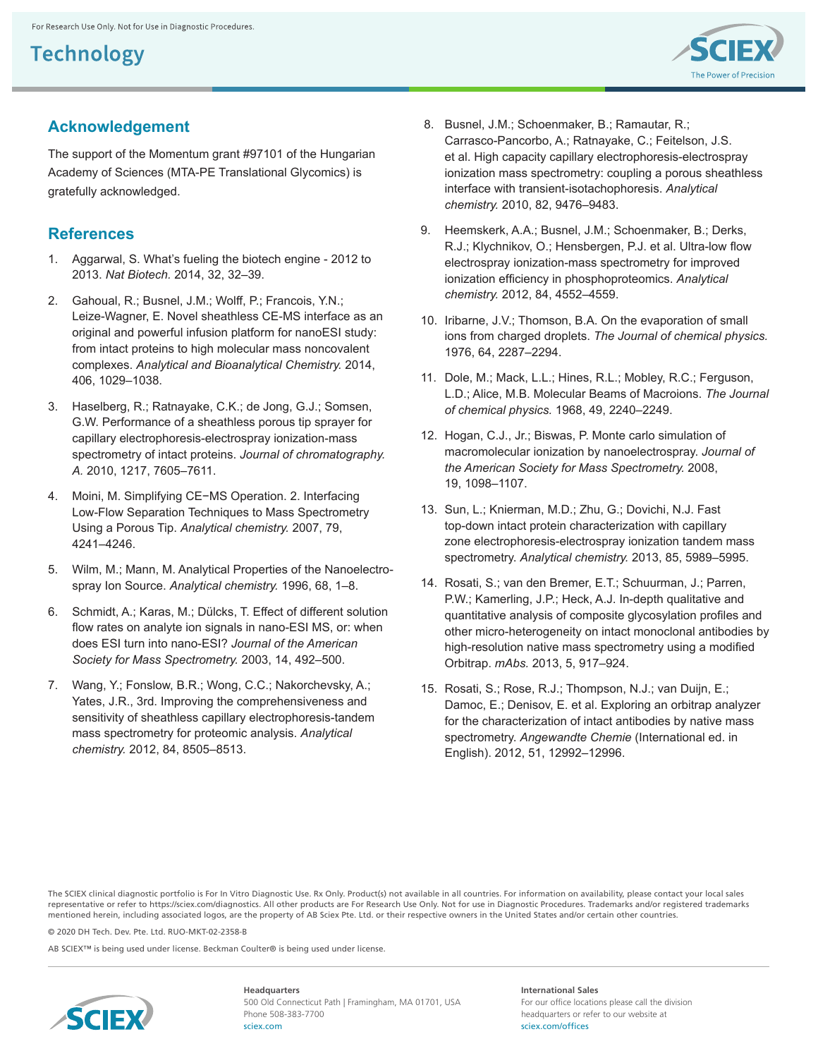## Acknowledgement

The support of the Momentum grant #97101 of the Hungarian Academy of Sciences (MTA-PE Translational Glycomics) is gratefully acknowledged.

## References

1. Aggarwal, S. What's fueling the biotech engine - 2012 to 2013. *Nat Biotech.* 2014, 32, 32–39.
2. Gahoual, R.; Busnel, J.M.; Wolff, P.; Francois, Y.N.; Leize-Wagner, E. Novel sheathless CE-MS interface as an original and powerful infusion platform for nanoESI study: from intact proteins to high molecular mass noncovalent complexes. *Analytical and Bioanalytical Chemistry.* 2014, 406, 1029–1038.
3. Haselberg, R.; Ratnayake, C.K.; de Jong, G.J.; Somsen, G.W. Performance of a sheathless porous tip sprayer for capillary electrophoresis-electrospray ionization-mass spectrometry of intact proteins. *Journal of chromatography. A.* 2010, 1217, 7605–7611.
4. Moini, M. Simplifying CE−MS Operation. 2. Interfacing Low-Flow Separation Techniques to Mass Spectrometry Using a Porous Tip. *Analytical chemistry.* 2007, 79, 4241–4246.
5. Wilm, M.; Mann, M. Analytical Properties of the Nanoelectrospray Ion Source. *Analytical chemistry.* 1996, 68, 1–8.
6. Schmidt, A.; Karas, M.; Dülcks, T. Effect of different solution flow rates on analyte ion signals in nano-ESI MS, or: when does ESI turn into nano-ESI? *Journal of the American Society for Mass Spectrometry.* 2003, 14, 492–500.
7. Wang, Y.; Fonslow, B.R.; Wong, C.C.; Nakorchevsky, A.; Yates, J.R., 3rd. Improving the comprehensiveness and sensitivity of sheathless capillary electrophoresis-tandem mass spectrometry for proteomic analysis. *Analytical chemistry.* 2012, 84, 8505–8513.
8. Busnel, J.M.; Schoenmaker, B.; Ramautar, R.; Carrasco-Pancorbo, A.; Ratnayake, C.; Feitelson, J.S. et al. High capacity capillary electrophoresis-electrospray ionization mass spectrometry: coupling a porous sheathless interface with transient-isotachophoresis. *Analytical chemistry.* 2010, 82, 9476–9483.
9. Heemskerk, A.A.; Busnel, J.M.; Schoenmaker, B.; Derks, R.J.; Klychnikov, O.; Hensbergen, P.J. et al. Ultra-low flow electrospray ionization-mass spectrometry for improved ionization efficiency in phosphoproteomics. *Analytical chemistry.* 2012, 84, 4552–4559.
10. Iribarne, J.V.; Thomson, B.A. On the evaporation of small ions from charged droplets. *The Journal of chemical physics.* 1976, 64, 2287–2294.
11. Dole, M.; Mack, L.L.; Hines, R.L.; Mobley, R.C.; Ferguson, L.D.; Alice, M.B. Molecular Beams of Macroions. *The Journal of chemical physics.* 1968, 49, 2240–2249.
12. Hogan, C.J., Jr.; Biswas, P. Monte carlo simulation of macromolecular ionization by nanoelectrospray. *Journal of the American Society for Mass Spectrometry.* 2008, 19, 1098–1107.
13. Sun, L.; Knierman, M.D.; Zhu, G.; Dovichi, N.J. Fast top-down intact protein characterization with capillary zone electrophoresis-electrospray ionization tandem mass spectrometry. *Analytical chemistry.* 2013, 85, 5989–5995.
14. Rosati, S.; van den Bremer, E.T.; Schuurman, J.; Parren, P.W.; Kamerling, J.P.; Heck, A.J. In-depth qualitative and quantitative analysis of composite glycosylation profiles and other micro-heterogeneity on intact monoclonal antibodies by high-resolution native mass spectrometry using a modified Orbitrap. *mAbs.* 2013, 5, 917–924.
15. Rosati, S.; Rose, R.J.; Thompson, N.J.; van Duijn, E.; Damoc, E.; Denisov, E. et al. Exploring an orbitrap analyzer for the characterization of intact antibodies by native mass spectrometry. *Angewandte Chemie* (International ed. in English). 2012, 51, 12992–12996.

The SCIEX clinical diagnostic portfolio is For In Vitro Diagnostic Use. Rx Only. Product(s) not available in all countries. For information on availability, please contact your local sales representative or refer to https://sciex.com/diagnostics. All other products are For Research Use Only. Not for use in Diagnostic Procedures. Trademarks and/or registered trademarks mentioned herein, including associated logos, are the property of AB Sciex Pte. Ltd. or their respective owners in the United States and/or certain other countries.

© 2020 DH Tech. Dev. Pte. Ltd. RUO-MKT-02-2358-B

AB SCIEX™ is being used under license. Beckman Coulter® is being used under license.

**Headquarters**
500 Old Connecticut Path | Framingham, MA 01701, USA
Phone 508-383-7700
sciex.com

**International Sales**
For our office locations please call the division headquarters or refer to our website at
sciex.com/offices